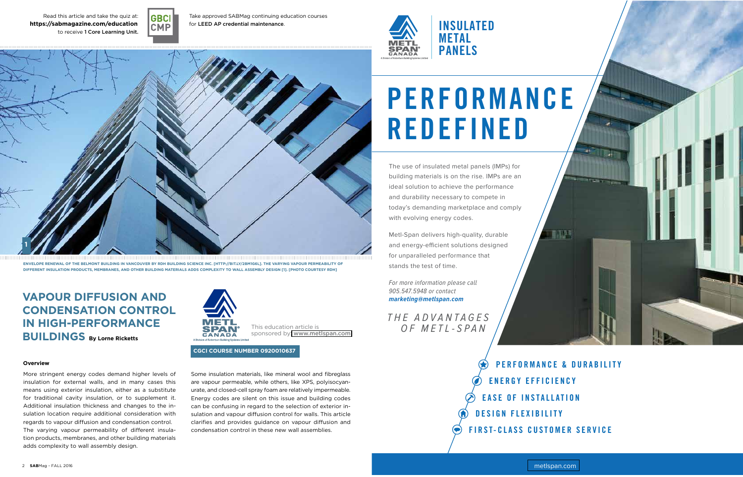Read this article and take the quiz at: **https://sabmagazine.com/education** to receive **1 Core Learning Unit.**

GBCI CMP

Take approved SABMag continuing education courses for LEED AP credential maintenance.

ENVELOPE RENEWAL OF THE BELMONT BUILDING IN VANCOUVER BY RDH BUILDING SCIENCE INC. [HTTP://BIT.LY/2BMIG6L]. THE VARYING VAPOUR PERMEABILITY OF DIFFERENT INSULATION PRODUCTS, MEMBRANES, AND OTHER BUILDING MATERIALS ADDS COMPLEXITY TO WALL ASSEMBLY DESIGN [1]. [PHOTO COURTESY RDH]

# VAPOUR DIFFUSION AND CONDENSATION CONTROL IN HIGH-PERFORMANCE BUILDINGS

**By Lorne Ricketts**

This education article is sponsored by: www.metlspan.com

**CGCI COURSE NUMBER 0920010637**

### Overview

More stringent energy codes demand higher levels of insulation for external walls, and in many cases this means using exterior insulation, either as a substitute for traditional cavity insulation, or to supplement it. Additional insulation thickness and changes to the insulation location require additional consideration with regards to vapour diffusion and condensation control. The varying vapour permeability of different insulation products, membranes, and other building materials adds complexity to wall assembly design.

Some insulation materials, like mineral wool and fibreglass are vapour permeable, while others, like XPS, polyisocyanurate, and closed-cell spray foam are relatively impermeable. Energy codes are silent on this issue and building codes can be confusing in regard to the selection of exterior insulation and vapour diffusion control for walls. This article clarifies and provides guidance on vapour diffusion and condensation control in these new wall assemblies.

---

METL-SPAN CANADA — INSULATED METAL PANELS

# PERFORMANCE REDEFINED

The use of insulated metal panels (IMPs) for building materials is on the rise. IMPs are an ideal solution to achieve the performance and durability necessary to compete in today's demanding marketplace and comply with evolving energy codes.

Metl-Span delivers high-quality, durable and energy-efficient solutions designed for unparalleled performance that stands the test of time.

*For more information please call 905.547.5948 or contact* ***marketing@metlspan.com***

*THE ADVANTAGES OF METL-SPAN*

- PERFORMANCE & DURABILITY
- ENERGY EFFICIENCY
- EASE OF INSTALLATION
- DESIGN FLEXIBILITY
- FIRST-CLASS CUSTOMER SERVICE

metlspan.com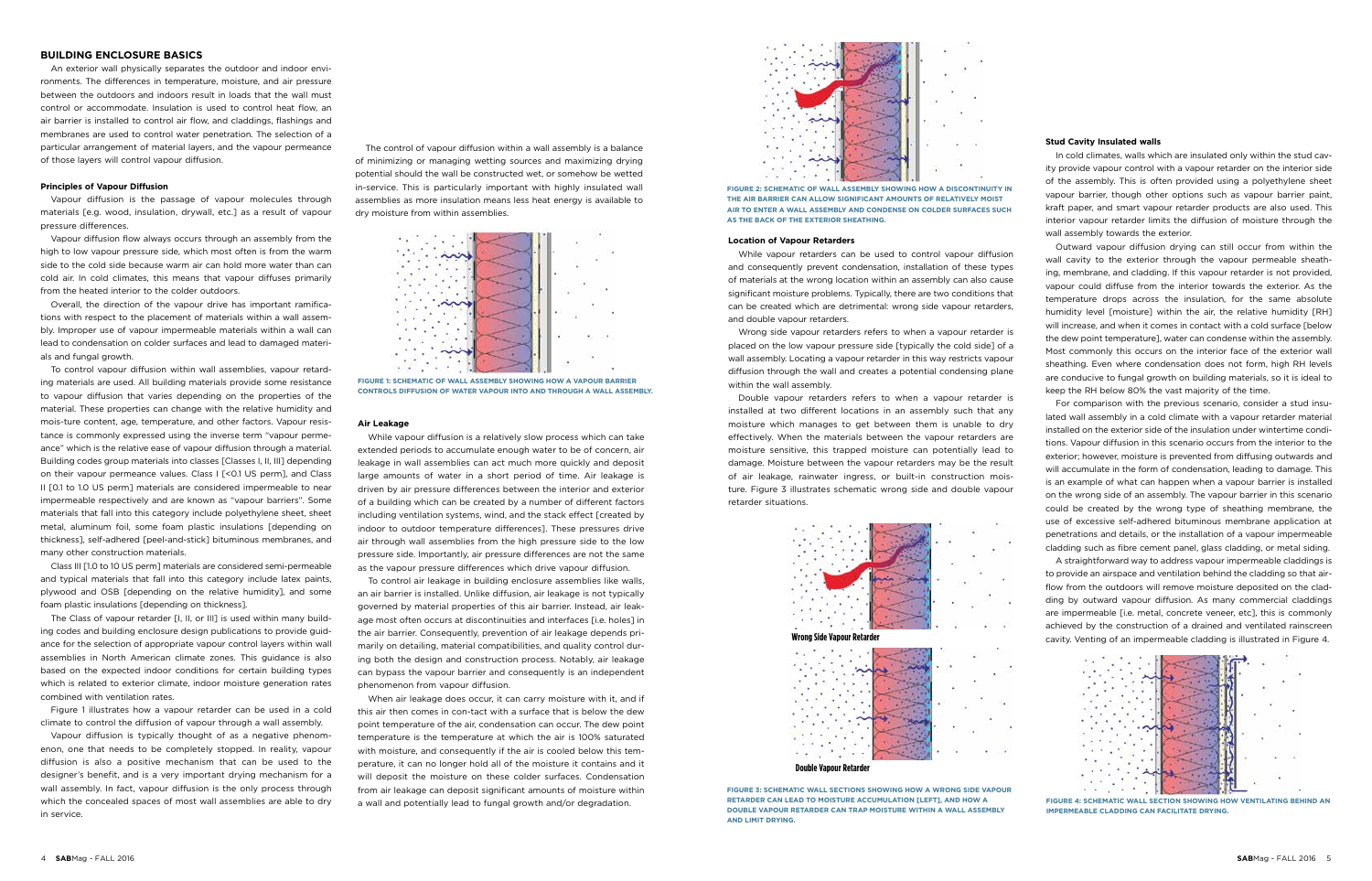## BUILDING ENCLOSURE BASICS

An exterior wall physically separates the outdoor and indoor environments. The differences in temperature, moisture, and air pressure between the outdoors and indoors result in loads that the wall must control or accommodate. Insulation is used to control heat flow, an air barrier is installed to control air flow, and claddings, flashings and membranes are used to control water penetration. The selection of a particular arrangement of material layers, and the vapour permeance of those layers will control vapour diffusion.

### Principles of Vapour Diffusion

Vapour diffusion is the passage of vapour molecules through materials [e.g. wood, insulation, drywall, etc.] as a result of vapour pressure differences.

Vapour diffusion flow always occurs through an assembly from the high to low vapour pressure side, which most often is from the warm side to the cold side because warm air can hold more water than can cold air. In cold climates, this means that vapour diffuses primarily from the heated interior to the colder outdoors.

Overall, the direction of the vapour drive has important ramifications with respect to the placement of materials within a wall assembly. Improper use of vapour impermeable materials within a wall can lead to condensation on colder surfaces and lead to damaged materials and fungal growth.

To control vapour diffusion within wall assemblies, vapour retarding materials are used. All building materials provide some resistance to vapour diffusion that varies depending on the properties of the material. These properties can change with the relative humidity and mois-ture content, age, temperature, and other factors. Vapour resistance is commonly expressed using the inverse term "vapour permeance" which is the relative ease of vapour diffusion through a material. Building codes group materials into classes [Classes I, II, III] depending on their vapour permeance values. Class I [<0.1 US perm], and Class II [0.1 to 1.0 US perm] materials are considered impermeable to near impermeable respectively and are known as "vapour barriers". Some materials that fall into this category include polyethylene sheet, sheet metal, aluminum foil, some foam plastic insulations [depending on thickness], self-adhered [peel-and-stick] bituminous membranes, and many other construction materials.

Class III [1.0 to 10 US perm] materials are considered semi-permeable and typical materials that fall into this category include latex paints, plywood and OSB [depending on the relative humidity], and some foam plastic insulations [depending on thickness].

The Class of vapour retarder [I, II, or III] is used within many building codes and building enclosure design publications to provide guidance for the selection of appropriate vapour control layers within wall assemblies in North American climate zones. This guidance is also based on the expected indoor conditions for certain building types which is related to exterior climate, indoor moisture generation rates combined with ventilation rates.

Figure 1 illustrates how a vapour retarder can be used in a cold climate to control the diffusion of vapour through a wall assembly.

Vapour diffusion is typically thought of as a negative phenomenon, one that needs to be completely stopped. In reality, vapour diffusion is also a positive mechanism that can be used to the designer's benefit, and is a very important drying mechanism for a wall assembly. In fact, vapour diffusion is the only process through which the concealed spaces of most wall assemblies are able to dry in service.

The control of vapour diffusion within a wall assembly is a balance of minimizing or managing wetting sources and maximizing drying potential should the wall be constructed wet, or somehow be wetted in-service. This is particularly important with highly insulated wall assemblies as more insulation means less heat energy is available to dry moisture from within assemblies.

**FIGURE 1: SCHEMATIC OF WALL ASSEMBLY SHOWING HOW A VAPOUR BARRIER CONTROLS DIFFUSION OF WATER VAPOUR INTO AND THROUGH A WALL ASSEMBLY.**

### Air Leakage

While vapour diffusion is a relatively slow process which can take extended periods to accumulate enough water to be of concern, air leakage in wall assemblies can act much more quickly and deposit large amounts of water in a short period of time. Air leakage is driven by air pressure differences between the interior and exterior of a building which can be created by a number of different factors including ventilation systems, wind, and the stack effect [created by indoor to outdoor temperature differences]. These pressures drive air through wall assemblies from the high pressure side to the low pressure side. Importantly, air pressure differences are not the same as the vapour pressure differences which drive vapour diffusion.

To control air leakage in building enclosure assemblies like walls, an air barrier is installed. Unlike diffusion, air leakage is not typically governed by material properties of this air barrier. Instead, air leakage most often occurs at discontinuities and interfaces [i.e. holes] in the air barrier. Consequently, prevention of air leakage depends primarily on detailing, material compatibilities, and quality control during both the design and construction process. Notably, air leakage can bypass the vapour barrier and consequently is an independent phenomenon from vapour diffusion.

When air leakage does occur, it can carry moisture with it, and if this air then comes in con-tact with a surface that is below the dew point temperature of the air, condensation can occur. The dew point temperature is the temperature at which the air is 100% saturated with moisture, and consequently if the air is cooled below this temperature, it can no longer hold all of the moisture it contains and it will deposit the moisture on these colder surfaces. Condensation from air leakage can deposit significant amounts of moisture within a wall and potentially lead to fungal growth and/or degradation.

**FIGURE 2: SCHEMATIC OF WALL ASSEMBLY SHOWING HOW A DISCONTINUITY IN THE AIR BARRIER CAN ALLOW SIGNIFICANT AMOUNTS OF RELATIVELY MOIST AIR TO ENTER A WALL ASSEMBLY AND CONDENSE ON COLDER SURFACES SUCH AS THE BACK OF THE EXTERIOR SHEATHING.**

### Location of Vapour Retarders

While vapour retarders can be used to control vapour diffusion and consequently prevent condensation, installation of these types of materials at the wrong location within an assembly can also cause significant moisture problems. Typically, there are two conditions that can be created which are detrimental: wrong side vapour retarders, and double vapour retarders.

Wrong side vapour retarders refers to when a vapour retarder is placed on the low vapour pressure side [typically the cold side] of a wall assembly. Locating a vapour retarder in this way restricts vapour diffusion through the wall and creates a potential condensing plane within the wall assembly.

Double vapour retarders refers to when a vapour retarder is installed at two different locations in an assembly such that any moisture which manages to get between them is unable to dry effectively. When the materials between the vapour retarders are moisture sensitive, this trapped moisture can potentially lead to damage. Moisture between the vapour retarders may be the result of air leakage, rainwater ingress, or built-in construction moisture. Figure 3 illustrates schematic wrong side and double vapour retarder situations.

**Wrong Side Vapour Retarder**

**Double Vapour Retarder**

**FIGURE 3: SCHEMATIC WALL SECTIONS SHOWING HOW A WRONG SIDE VAPOUR RETARDER CAN LEAD TO MOISTURE ACCUMULATION [LEFT], AND HOW A DOUBLE VAPOUR RETARDER CAN TRAP MOISTURE WITHIN A WALL ASSEMBLY AND LIMIT DRYING.**

### Stud Cavity Insulated walls

In cold climates, walls which are insulated only within the stud cavity provide vapour control with a vapour retarder on the interior side of the assembly. This is often provided using a polyethylene sheet vapour barrier, though other options such as vapour barrier paint, kraft paper, and smart vapour retarder products are also used. This interior vapour retarder limits the diffusion of moisture through the wall assembly towards the exterior.

Outward vapour diffusion drying can still occur from within the wall cavity to the exterior through the vapour permeable sheathing, membrane, and cladding. If this vapour retarder is not provided, vapour could diffuse from the interior towards the exterior. As the temperature drops across the insulation, for the same absolute humidity level [moisture] within the air, the relative humidity [RH] will increase, and when it comes in contact with a cold surface [below the dew point temperature], water can condense within the assembly. Most commonly this occurs on the interior face of the exterior wall sheathing. Even where condensation does not form, high RH levels are conducive to fungal growth on building materials, so it is ideal to keep the RH below 80% the vast majority of the time.

For comparison with the previous scenario, consider a stud insulated wall assembly in a cold climate with a vapour retarder material installed on the exterior side of the insulation under wintertime conditions. Vapour diffusion in this scenario occurs from the interior to the exterior; however, moisture is prevented from diffusing outwards and will accumulate in the form of condensation, leading to damage. This is an example of what can happen when a vapour barrier is installed on the wrong side of an assembly. The vapour barrier in this scenario could be created by the wrong type of sheathing membrane, the use of excessive self-adhered bituminous membrane application at penetrations and details, or the installation of a vapour impermeable cladding such as fibre cement panel, glass cladding, or metal siding.

A straightforward way to address vapour impermeable claddings is to provide an airspace and ventilation behind the cladding so that airflow from the outdoors will remove moisture deposited on the cladding by outward vapour diffusion. As many commercial claddings are impermeable [i.e. metal, concrete veneer, etc], this is commonly achieved by the construction of a drained and ventilated rainscreen cavity. Venting of an impermeable cladding is illustrated in Figure 4.

**FIGURE 4: SCHEMATIC WALL SECTION SHOWING HOW VENTILATING BEHIND AN IMPERMEABLE CLADDING CAN FACILITATE DRYING.**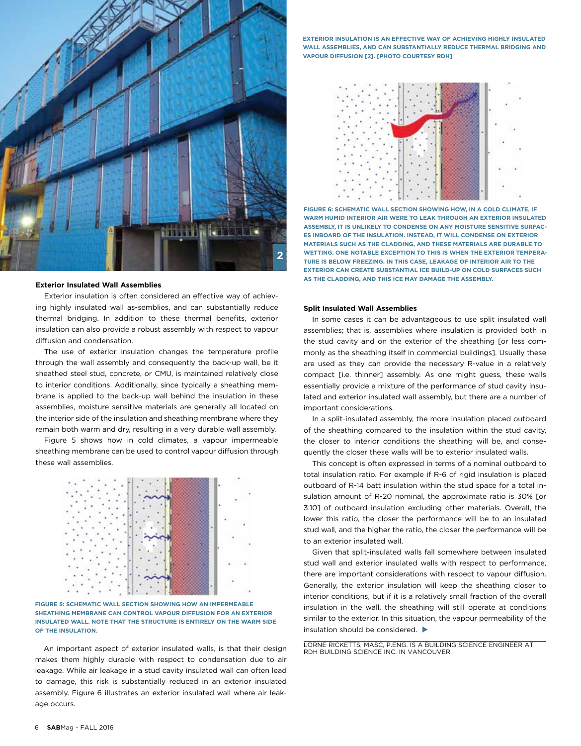EXTERIOR INSULATION IS AN EFFECTIVE WAY OF ACHIEVING HIGHLY INSULATED WALL ASSEMBLIES, AND CAN SUBSTANTIALLY REDUCE THERMAL BRIDGING AND VAPOUR DIFFUSION [2]. [PHOTO COURTESY RDH]

### Exterior Insulated Wall Assemblies

Exterior insulation is often considered an effective way of achieving highly insulated wall as-semblies, and can substantially reduce thermal bridging. In addition to these thermal benefits, exterior insulation can also provide a robust assembly with respect to vapour diffusion and condensation.

The use of exterior insulation changes the temperature profile through the wall assembly and consequently the back-up wall, be it sheathed steel stud, concrete, or CMU, is maintained relatively close to interior conditions. Additionally, since typically a sheathing membrane is applied to the back-up wall behind the insulation in these assemblies, moisture sensitive materials are generally all located on the interior side of the insulation and sheathing membrane where they remain both warm and dry, resulting in a very durable wall assembly.

Figure 5 shows how in cold climates, a vapour impermeable sheathing membrane can be used to control vapour diffusion through these wall assemblies.

FIGURE 5: SCHEMATIC WALL SECTION SHOWING HOW AN IMPERMEABLE SHEATHING MEMBRANE CAN CONTROL VAPOUR DIFFUSION FOR AN EXTERIOR INSULATED WALL. NOTE THAT THE STRUCTURE IS ENTIRELY ON THE WARM SIDE OF THE INSULATION.

An important aspect of exterior insulated walls, is that their design makes them highly durable with respect to condensation due to air leakage. While air leakage in a stud cavity insulated wall can often lead to damage, this risk is substantially reduced in an exterior insulated assembly. Figure 6 illustrates an exterior insulated wall where air leakage occurs.

FIGURE 6: SCHEMATIC WALL SECTION SHOWING HOW, IN A COLD CLIMATE, IF WARM HUMID INTERIOR AIR WERE TO LEAK THROUGH AN EXTERIOR INSULATED ASSEMBLY, IT IS UNLIKELY TO CONDENSE ON ANY MOISTURE SENSITIVE SURFACES INBOARD OF THE INSULATION. INSTEAD, IT WILL CONDENSE ON EXTERIOR MATERIALS SUCH AS THE CLADDING, AND THESE MATERIALS ARE DURABLE TO WETTING. ONE NOTABLE EXCEPTION TO THIS IS WHEN THE EXTERIOR TEMPERATURE IS BELOW FREEZING. IN THIS CASE, LEAKAGE OF INTERIOR AIR TO THE EXTERIOR CAN CREATE SUBSTANTIAL ICE BUILD-UP ON COLD SURFACES SUCH AS THE CLADDING, AND THIS ICE MAY DAMAGE THE ASSEMBLY.

### Split Insulated Wall Assemblies

In some cases it can be advantageous to use split insulated wall assemblies; that is, assemblies where insulation is provided both in the stud cavity and on the exterior of the sheathing [or less commonly as the sheathing itself in commercial buildings]. Usually these are used as they can provide the necessary R-value in a relatively compact [i.e. thinner] assembly. As one might guess, these walls essentially provide a mixture of the performance of stud cavity insulated and exterior insulated wall assembly, but there are a number of important considerations.

In a split-insulated assembly, the more insulation placed outboard of the sheathing compared to the insulation within the stud cavity, the closer to interior conditions the sheathing will be, and consequently the closer these walls will be to exterior insulated walls.

This concept is often expressed in terms of a nominal outboard to total insulation ratio. For example if R-6 of rigid insulation is placed outboard of R-14 batt insulation within the stud space for a total insulation amount of R-20 nominal, the approximate ratio is 30% [or 3:10] of outboard insulation excluding other materials. Overall, the lower this ratio, the closer the performance will be to an insulated stud wall, and the higher the ratio, the closer the performance will be to an exterior insulated wall.

Given that split-insulated walls fall somewhere between insulated stud wall and exterior insulated walls with respect to performance, there are important considerations with respect to vapour diffusion. Generally, the exterior insulation will keep the sheathing closer to interior conditions, but if it is a relatively small fraction of the overall insulation in the wall, the sheathing will still operate at conditions similar to the exterior. In this situation, the vapour permeability of the insulation should be considered. ▶

LORNE RICKETTS, MASC, P.ENG. IS A BUILDING SCIENCE ENGINEER AT RDH BUILDING SCIENCE INC. IN VANCOUVER.